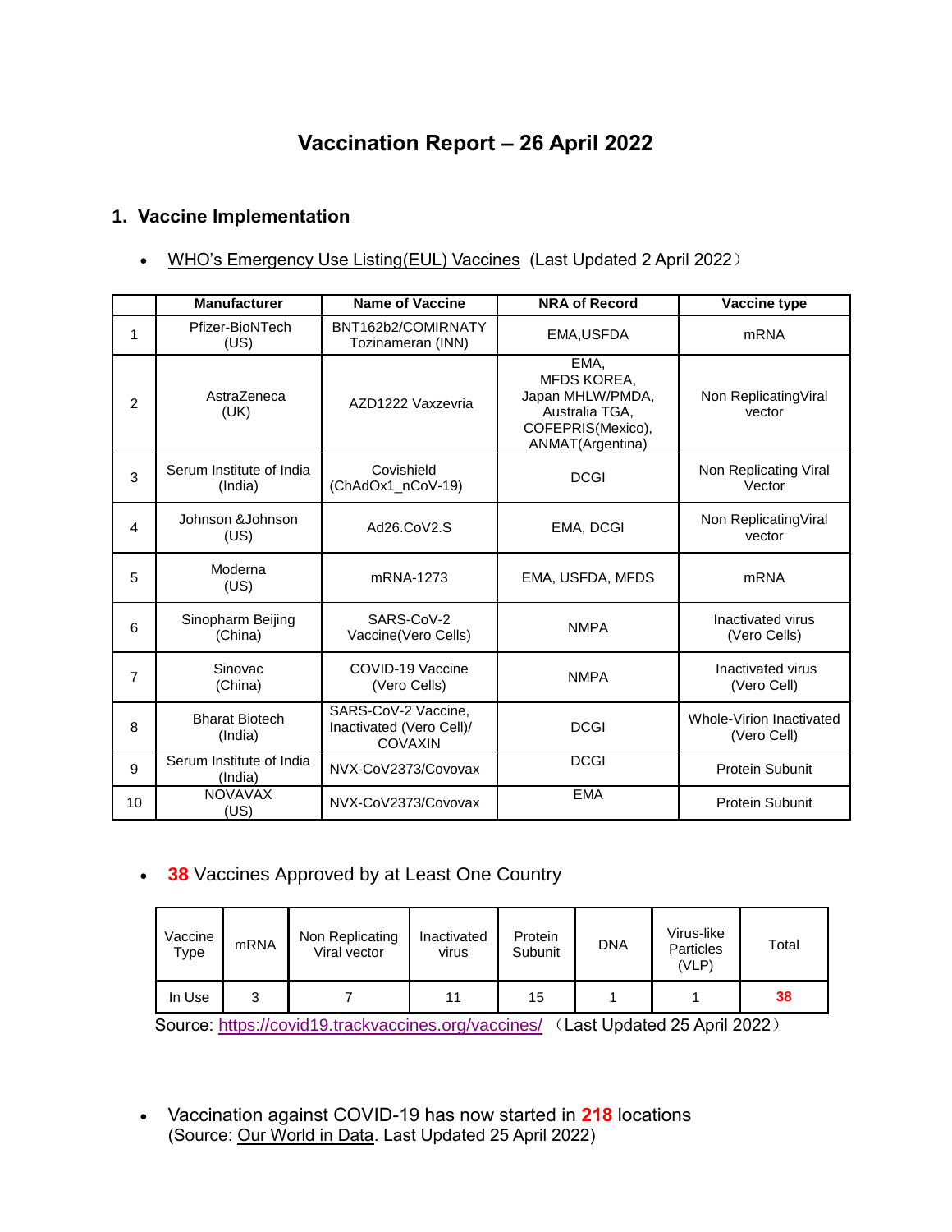# Vaccination Report – 26 April 2022

## 1. Vaccine Implementation

- WHO's Emergency Use Listing(EUL) Vaccines (Last Updated 2 April 2022）

| | Manufacturer | Name of Vaccine | NRA of Record | Vaccine type |
|---|---|---|---|---|
| 1 | Pfizer-BioNTech (US) | BNT162b2/COMIRNATY Tozinameran (INN) | EMA,USFDA | mRNA |
| 2 | AstraZeneca (UK) | AZD1222 Vaxzevria | EMA, MFDS KOREA, Japan MHLW/PMDA, Australia TGA, COFEPRIS(Mexico), ANMAT(Argentina) | Non ReplicatingViral vector |
| 3 | Serum Institute of India (India) | Covishield (ChAdOx1_nCoV-19) | DCGI | Non Replicating Viral Vector |
| 4 | Johnson &Johnson (US) | Ad26.CoV2.S | EMA, DCGI | Non ReplicatingViral vector |
| 5 | Moderna (US) | mRNA-1273 | EMA, USFDA, MFDS | mRNA |
| 6 | Sinopharm Beijing (China) | SARS-CoV-2 Vaccine(Vero Cells) | NMPA | Inactivated virus (Vero Cells) |
| 7 | Sinovac (China) | COVID-19 Vaccine (Vero Cells) | NMPA | Inactivated virus (Vero Cell) |
| 8 | Bharat Biotech (India) | SARS-CoV-2 Vaccine, Inactivated (Vero Cell)/ COVAXIN | DCGI | Whole-Virion Inactivated (Vero Cell) |
| 9 | Serum Institute of India (India) | NVX-CoV2373/Covovax | DCGI | Protein Subunit |
| 10 | NOVAVAX (US) | NVX-CoV2373/Covovax | EMA | Protein Subunit |

- **38** Vaccines Approved by at Least One Country

| Vaccine Type | mRNA | Non Replicating Viral vector | Inactivated virus | Protein Subunit | DNA | Virus-like Particles (VLP) | Total |
|---|---|---|---|---|---|---|---|
| In Use | 3 | 7 | 11 | 15 | 1 | 1 | **38** |

Source: https://covid19.trackvaccines.org/vaccines/ （Last Updated 25 April 2022）

- Vaccination against COVID-19 has now started in **218** locations (Source: Our World in Data. Last Updated 25 April 2022)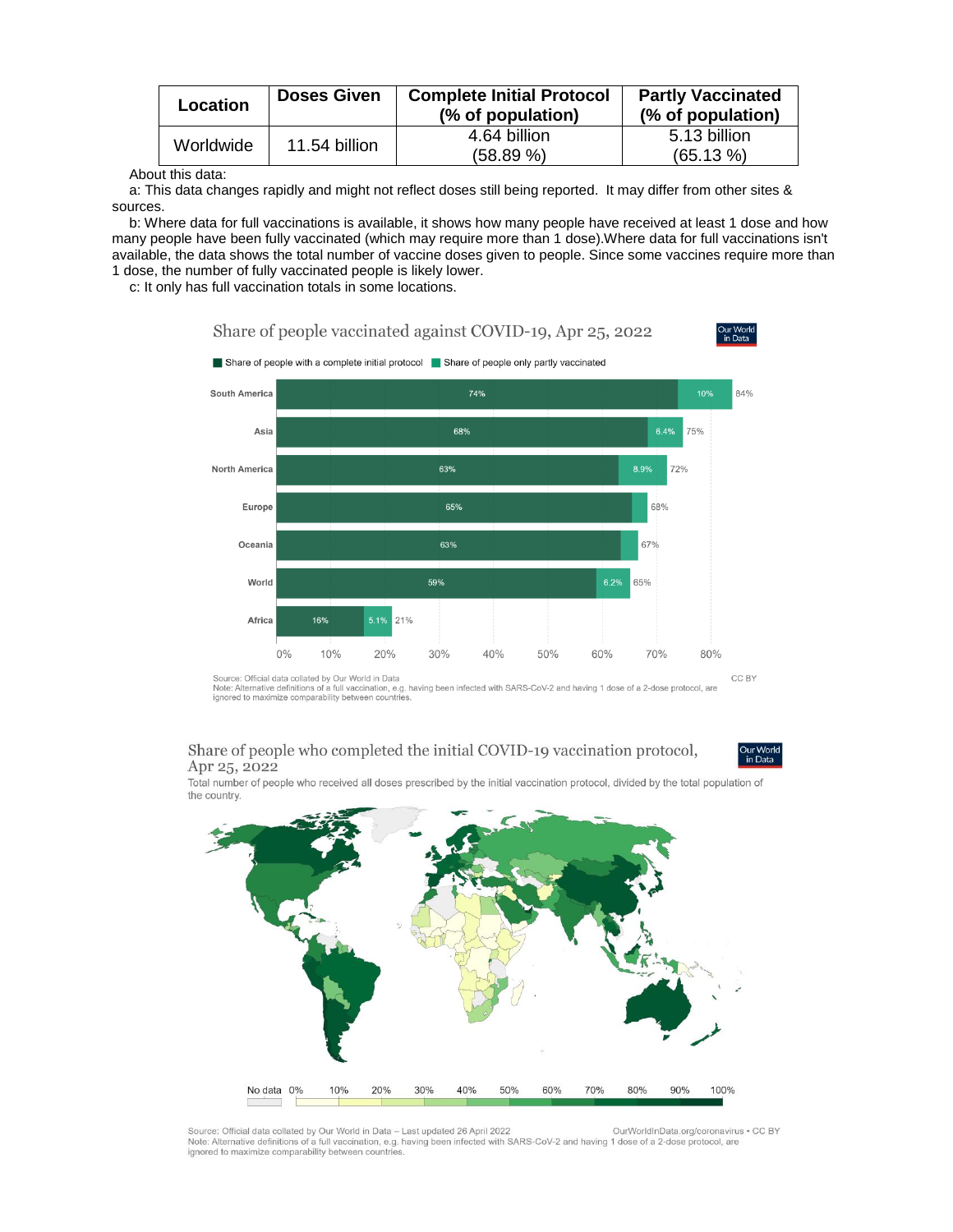| Location | Doses Given | Complete Initial Protocol (% of population) | Partly Vaccinated (% of population) |
|---|---|---|---|
| Worldwide | 11.54 billion | 4.64 billion (58.89 %) | 5.13 billion (65.13 %) |

About this data:

a: This data changes rapidly and might not reflect doses still being reported. It may differ from other sites & sources.

b: Where data for full vaccinations is available, it shows how many people have received at least 1 dose and how many people have been fully vaccinated (which may require more than 1 dose).Where data for full vaccinations isn't available, the data shows the total number of vaccine doses given to people. Since some vaccines require more than 1 dose, the number of fully vaccinated people is likely lower.

c: It only has full vaccination totals in some locations.

Share of people vaccinated against COVID-19, Apr 25, 2022

| Region | Share of people with a complete initial protocol | Share of people only partly vaccinated | Total |
|---|---|---|---|
| South America | 74% | 10% | 84% |
| Asia | 68% | 6.4% | 75% |
| North America | 63% | 8.9% | 72% |
| Europe | 65% | | 68% |
| Oceania | 63% | | 67% |
| World | 59% | 6.2% | 65% |
| Africa | 16% | 5.1% | 21% |

Source: Official data collated by Our World in Data CC BY
Note: Alternative definitions of a full vaccination, e.g. having been infected with SARS-CoV-2 and having 1 dose of a 2-dose protocol, are ignored to maximize comparability between countries.

Share of people who completed the initial COVID-19 vaccination protocol, Apr 25, 2022

Total number of people who received all doses prescribed by the initial vaccination protocol, divided by the total population of the country.

Source: Official data collated by Our World in Data – Last updated 26 April 2022 OurWorldInData.org/coronavirus • CC BY
Note: Alternative definitions of a full vaccination, e.g. having been infected with SARS-CoV-2 and having 1 dose of a 2-dose protocol, are ignored to maximize comparability between countries.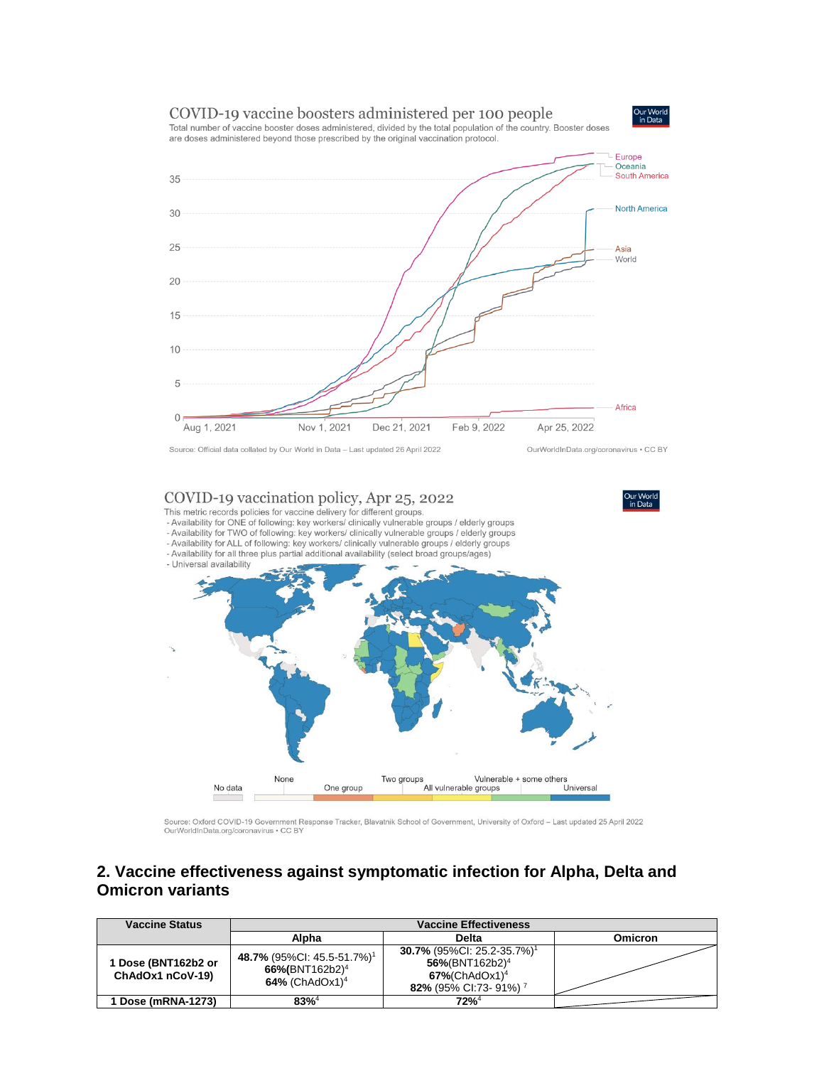COVID-19 vaccine boosters administered per 100 people

Total number of vaccine booster doses administered, divided by the total population of the country. Booster doses are doses administered beyond those prescribed by the original vaccination protocol.

Source: Official data collated by Our World in Data – Last updated 26 April 2022

OurWorldInData.org/coronavirus • CC BY

COVID-19 vaccination policy, Apr 25, 2022

This metric records policies for vaccine delivery for different groups.
- Availability for ONE of following: key workers/ clinically vulnerable groups / elderly groups
- Availability for TWO of following: key workers/ clinically vulnerable groups / elderly groups
- Availability for ALL of following: key workers/ clinically vulnerable groups / elderly groups
- Availability for all three plus partial additional availability (select broad groups/ages)
- Universal availability

Source: Oxford COVID-19 Government Response Tracker, Blavatnik School of Government, University of Oxford – Last updated 25 April 2022
OurWorldInData.org/coronavirus • CC BY

## 2. Vaccine effectiveness against symptomatic infection for Alpha, Delta and Omicron variants

| Vaccine Status | Vaccine Effectiveness | | |
|---|---|---|---|
| | Alpha | Delta | Omicron |
| **1 Dose (BNT162b2 or ChAdOx1 nCoV-19)** | **48.7%** (95%CI: 45.5-51.7%)[1]<br>**66%**(BNT162b2)[4]<br>**64%** (ChAdOx1)[4] | **30.7%** (95%CI: 25.2-35.7%)[1]<br>**56%**(BNT162b2)[4]<br>**67%**(ChAdOx1)[4]<br>**82%** (95% CI:73- 91%) [7] | |
| **1 Dose (mRNA-1273)** | **83%**[4] | **72%**[4] | |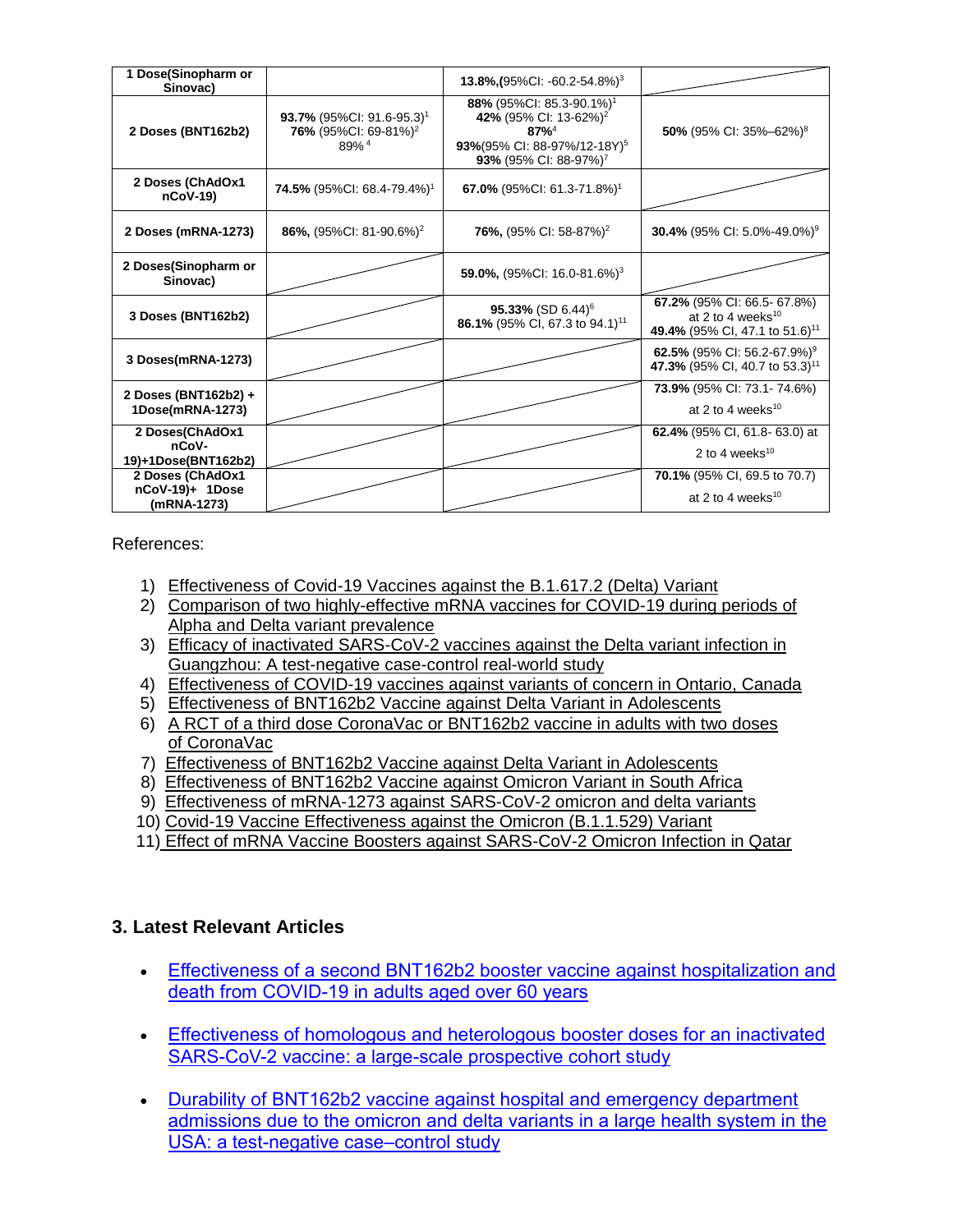| 1 Dose(Sinopharm or Sinovac) | | **13.8%,**(95%CI: -60.2-54.8%)[3] | |
|---|---|---|---|
| 2 Doses (BNT162b2) | **93.7%** (95%CI: 91.6-95.3)[1] **76%** (95%CI: 69-81%)[2] 89%[4] | **88%** (95%CI: 85.3-90.1%)[1] **42%** (95% CI: 13-62%)[2] **87%**[4] **93%**(95% CI: 88-97%/12-18Y)[5] **93%** (95% CI: 88-97%)[7] | **50%** (95% CI: 35%–62%)[8] |
| 2 Doses (ChAdOx1 nCoV-19) | **74.5%** (95%CI: 68.4-79.4%)[1] | **67.0%** (95%CI: 61.3-71.8%)[1] | |
| 2 Doses (mRNA-1273) | **86%,** (95%CI: 81-90.6%)[2] | **76%,** (95% CI: 58-87%)[2] | **30.4%** (95% CI: 5.0%-49.0%)[9] |
| 2 Doses(Sinopharm or Sinovac) | | **59.0%,** (95%CI: 16.0-81.6%)[3] | |
| 3 Doses (BNT162b2) | | **95.33%** (SD 6.44)[6] **86.1%** (95% CI, 67.3 to 94.1)[11] | **67.2%** (95% CI: 66.5- 67.8%) at 2 to 4 weeks[10] **49.4%** (95% CI, 47.1 to 51.6)[11] |
| 3 Doses(mRNA-1273) | | | **62.5%** (95% CI: 56.2-67.9%)[9] **47.3%** (95% CI, 40.7 to 53.3)[11] |
| 2 Doses (BNT162b2) + 1Dose(mRNA-1273) | | | **73.9%** (95% CI: 73.1- 74.6%) at 2 to 4 weeks[10] |
| 2 Doses(ChAdOx1 nCoV-19)+1Dose(BNT162b2) | | | **62.4%** (95% CI, 61.8- 63.0) at 2 to 4 weeks[10] |
| 2 Doses (ChAdOx1 nCoV-19)+ 1Dose (mRNA-1273) | | | **70.1%** (95% CI, 69.5 to 70.7) at 2 to 4 weeks[10] |

References:

1) Effectiveness of Covid-19 Vaccines against the B.1.617.2 (Delta) Variant
2) Comparison of two highly-effective mRNA vaccines for COVID-19 during periods of Alpha and Delta variant prevalence
3) Efficacy of inactivated SARS-CoV-2 vaccines against the Delta variant infection in Guangzhou: A test-negative case-control real-world study
4) Effectiveness of COVID-19 vaccines against variants of concern in Ontario, Canada
5) Effectiveness of BNT162b2 Vaccine against Delta Variant in Adolescents
6) A RCT of a third dose CoronaVac or BNT162b2 vaccine in adults with two doses of CoronaVac
7) Effectiveness of BNT162b2 Vaccine against Delta Variant in Adolescents
8) Effectiveness of BNT162b2 Vaccine against Omicron Variant in South Africa
9) Effectiveness of mRNA-1273 against SARS-CoV-2 omicron and delta variants
10) Covid-19 Vaccine Effectiveness against the Omicron (B.1.1.529) Variant
11) Effect of mRNA Vaccine Boosters against SARS-CoV-2 Omicron Infection in Qatar

### 3. Latest Relevant Articles

- Effectiveness of a second BNT162b2 booster vaccine against hospitalization and death from COVID-19 in adults aged over 60 years
- Effectiveness of homologous and heterologous booster doses for an inactivated SARS-CoV-2 vaccine: a large-scale prospective cohort study
- Durability of BNT162b2 vaccine against hospital and emergency department admissions due to the omicron and delta variants in a large health system in the USA: a test-negative case–control study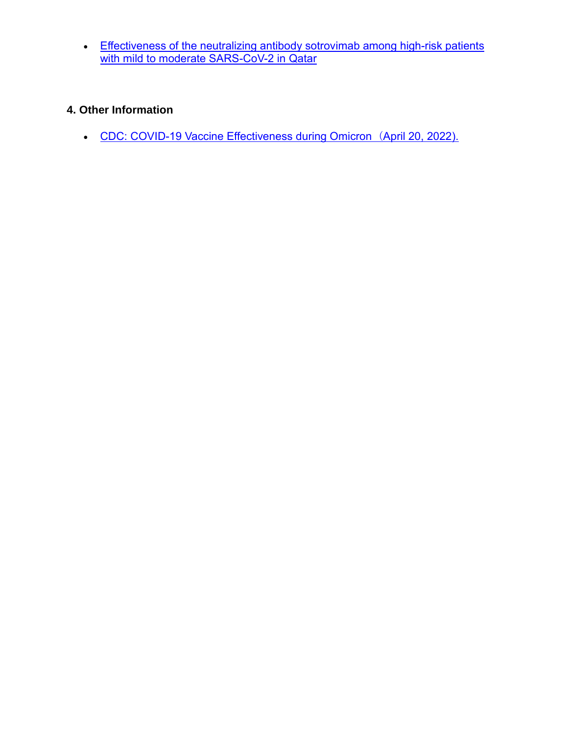- Effectiveness of the neutralizing antibody sotrovimab among high-risk patients with mild to moderate SARS-CoV-2 in Qatar

## 4. Other Information

- CDC: COVID-19 Vaccine Effectiveness during Omicron（April 20, 2022).